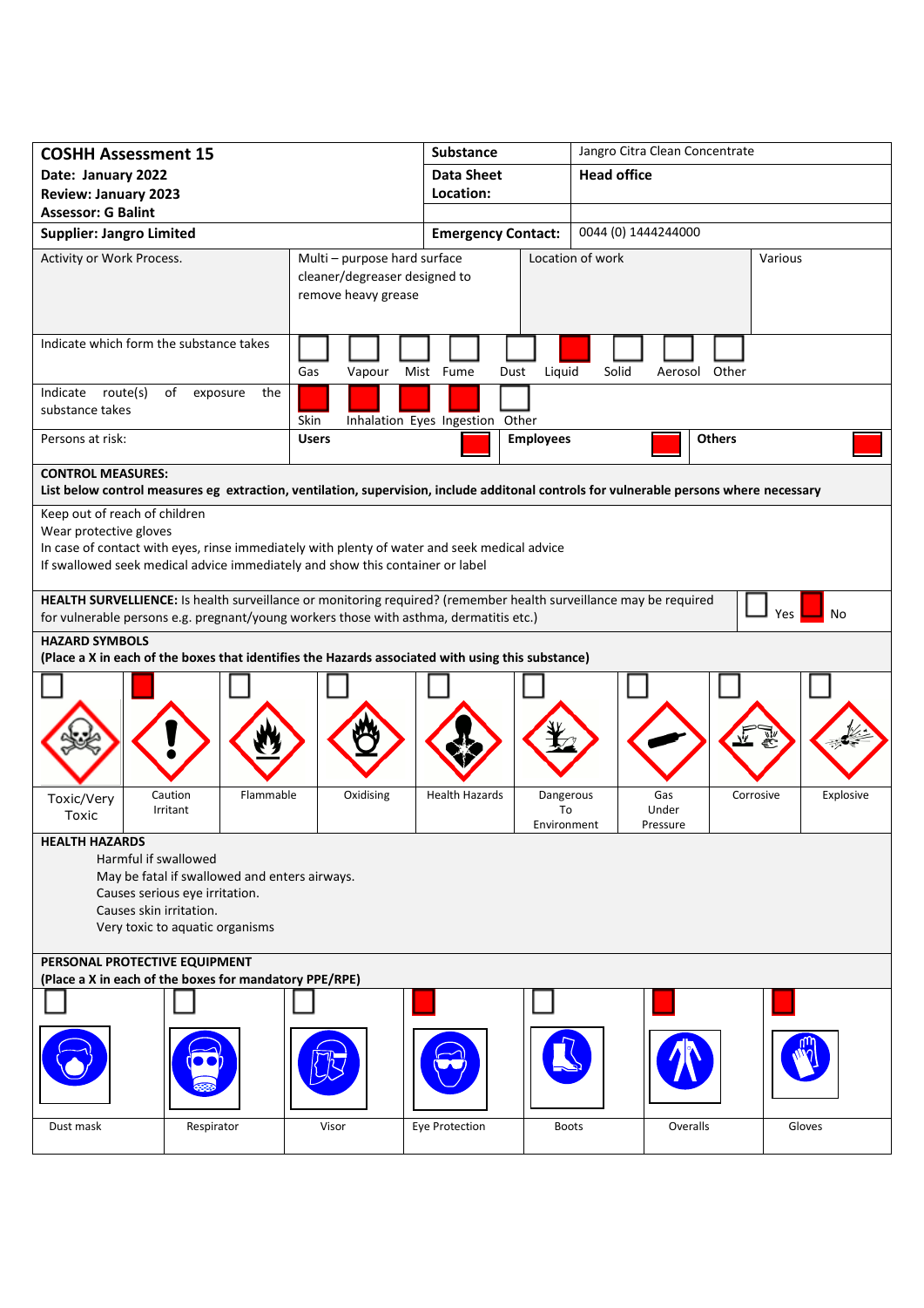| **COSHH Assessment 15** | **Substance** | Jangro Citra Clean Concentrate |
|---|---|---|
| **Date: January 2022** | **Data Sheet Location:** | **Head office** |
| **Review: January 2023** | | |
| **Assessor: G Balint** | | |
| **Supplier: Jangro Limited** | **Emergency Contact:** | 0044 (0) 1444244000 |

| Activity or Work Process. | Multi – purpose hard surface cleaner/degreaser designed to remove heavy grease | Location of work | Various |
|---|---|---|---|

**Indicate which form the substance takes**

| Gas | Vapour | Mist | Fume | Dust | Liquid | Solid | Aerosol | Other |
|---|---|---|---|---|---|---|---|---|
| ☐ | ☐ | ☐ | ☐ | ☐ | ☒ | ☐ | ☐ | ☐ |

**Indicate route(s) of exposure the substance takes**

| Skin | Inhalation | Eyes | Ingestion | Other |
|---|---|---|---|---|
| ☒ | ☒ | ☒ | ☒ | ☐ |

**Persons at risk:**

| Users | Employees | Others |
|---|---|---|
| ☒ | ☒ | ☒ |

**CONTROL MEASURES:**
**List below control measures eg extraction, ventilation, supervision, include additonal controls for vulnerable persons where necessary**

Keep out of reach of children
Wear protective gloves
In case of contact with eyes, rinse immediately with plenty of water and seek medical advice
If swallowed seek medical advice immediately and show this container or label

**HEALTH SURVELLIENCE:** Is health surveillance or monitoring required? (remember health surveillance may be required for vulnerable persons e.g. pregnant/young workers those with asthma, dermatitis etc.) ☐ Yes ☒ No

**HAZARD SYMBOLS**
**(Place a X in each of the boxes that identifies the Hazards associated with using this substance)**

| Toxic/Very Toxic | Caution Irritant | Flammable | Oxidising | Health Hazards | Dangerous To Environment | Gas Under Pressure | Corrosive | Explosive |
|---|---|---|---|---|---|---|---|---|
| ☐ | ☒ | ☐ | ☐ | ☐ | ☐ | ☐ | ☐ | ☐ |

**HEALTH HAZARDS**

Harmful if swallowed
May be fatal if swallowed and enters airways.
Causes serious eye irritation.
Causes skin irritation.
Very toxic to aquatic organisms

**PERSONAL PROTECTIVE EQUIPMENT**
**(Place a X in each of the boxes for mandatory PPE/RPE)**

| Dust mask | Respirator | Visor | Eye Protection | Boots | Overalls | Gloves |
|---|---|---|---|---|---|---|
| ☐ | ☐ | ☐ | ☒ | ☐ | ☒ | ☒ |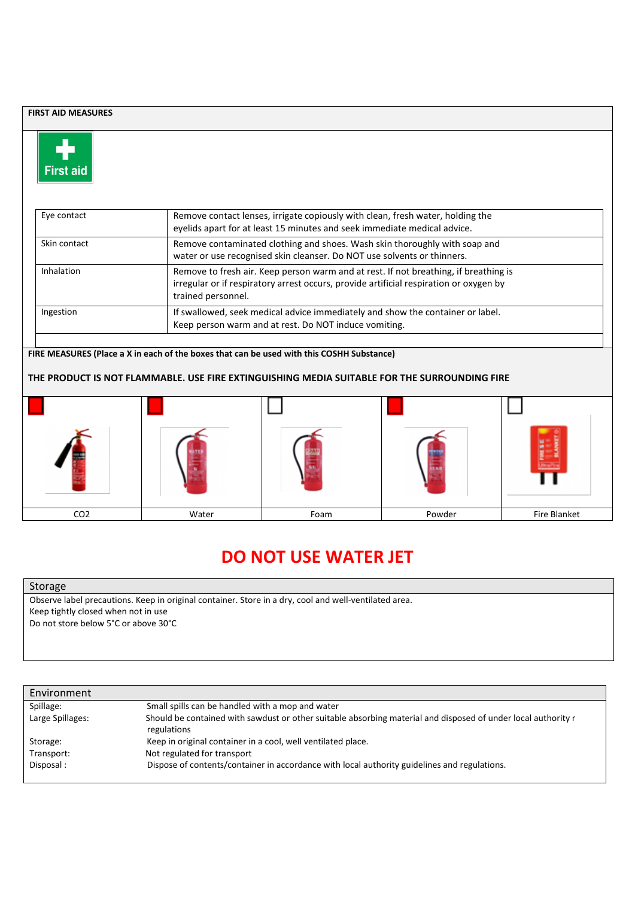## FIRST AID MEASURES

First aid

| | |
|---|---|
| Eye contact | Remove contact lenses, irrigate copiously with clean, fresh water, holding the eyelids apart for at least 15 minutes and seek immediate medical advice. |
| Skin contact | Remove contaminated clothing and shoes. Wash skin thoroughly with soap and water or use recognised skin cleanser. Do NOT use solvents or thinners. |
| Inhalation | Remove to fresh air. Keep person warm and at rest. If not breathing, if breathing is irregular or if respiratory arrest occurs, provide artificial respiration or oxygen by trained personnel. |
| Ingestion | If swallowed, seek medical advice immediately and show the container or label. Keep person warm and at rest. Do NOT induce vomiting. |

## FIRE MEASURES (Place a X in each of the boxes that can be used with this COSHH Substance)

**THE PRODUCT IS NOT FLAMMABLE. USE FIRE EXTINGUISHING MEDIA SUITABLE FOR THE SURROUNDING FIRE**

| CO2 | Water | Foam | Powder | Fire Blanket |
|---|---|---|---|---|
| ■ | ■ | ☐ | ■ | ☐ |

# DO NOT USE WATER JET

## Storage

Observe label precautions. Keep in original container. Store in a dry, cool and well-ventilated area.
Keep tightly closed when not in use
Do not store below 5°C or above 30°C

## Environment

| | |
|---|---|
| Spillage: | Small spills can be handled with a mop and water |
| Large Spillages: | Should be contained with sawdust or other suitable absorbing material and disposed of under local authority r regulations |
| Storage: | Keep in original container in a cool, well ventilated place. |
| Transport: | Not regulated for transport |
| Disposal : | Dispose of contents/container in accordance with local authority guidelines and regulations. |